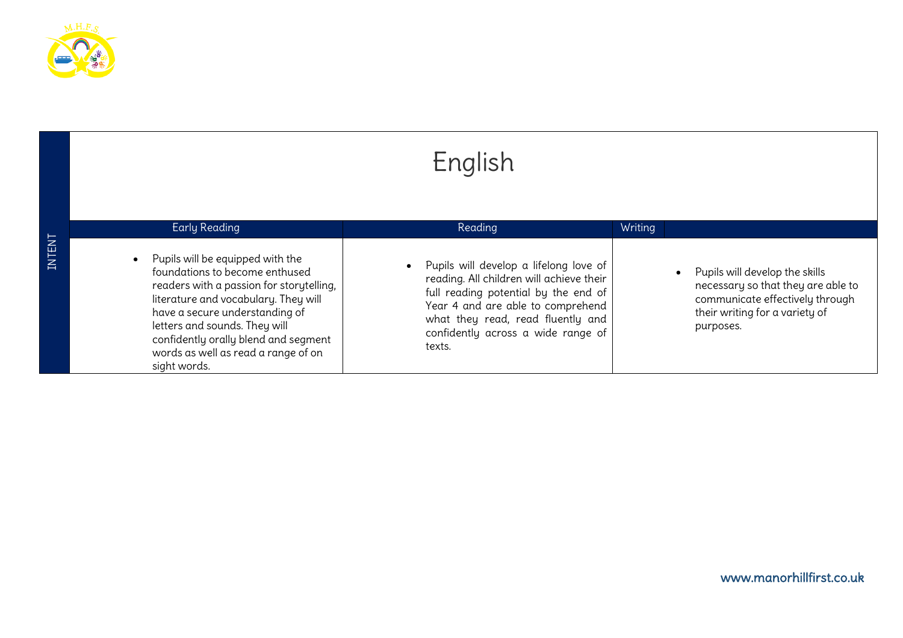# English

| INTENT | Early Reading | Reading | Writing |
|---|---|---|---|
| | • Pupils will be equipped with the foundations to become enthused readers with a passion for storytelling, literature and vocabulary. They will have a secure understanding of letters and sounds. They will confidently orally blend and segment words as well as read a range of on sight words. | • Pupils will develop a lifelong love of reading. All children will achieve their full reading potential by the end of Year 4 and are able to comprehend what they read, read fluently and confidently across a wide range of texts. | • Pupils will develop the skills necessary so that they are able to communicate effectively through their writing for a variety of purposes. |

www.manorhillfirst.co.uk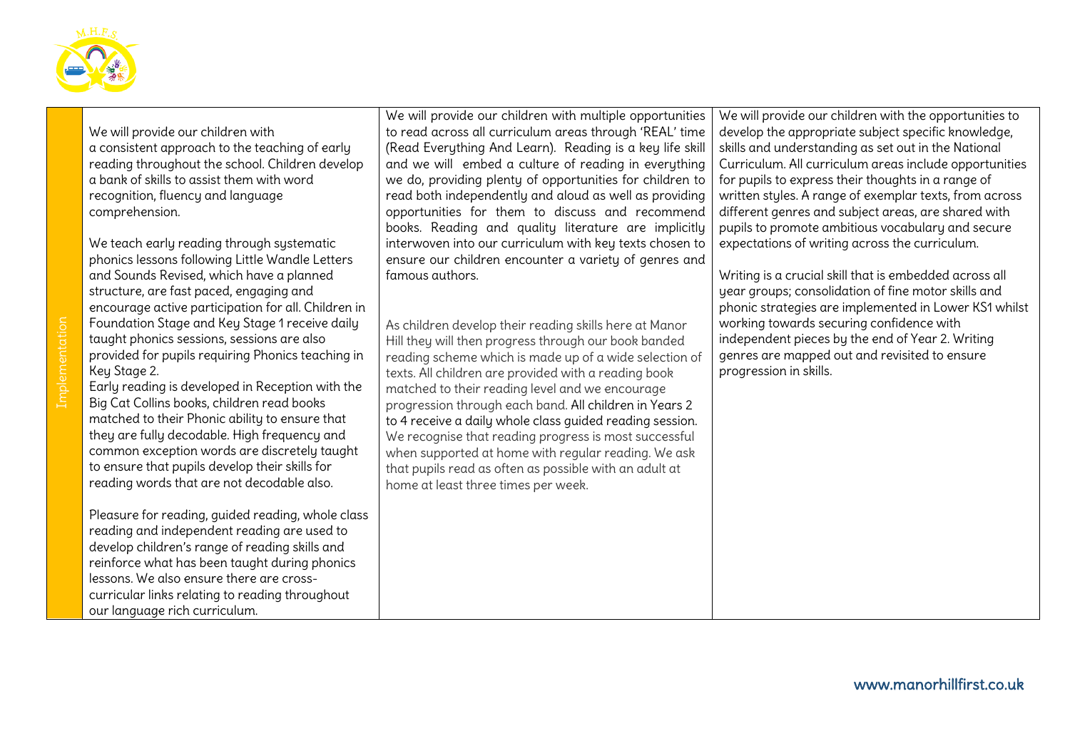| Implementation | | | |
|---|---|---|---|
| Implementation | We will provide our children with a consistent approach to the teaching of early reading throughout the school. Children develop a bank of skills to assist them with word recognition, fluency and language comprehension.<br><br>We teach early reading through systematic phonics lessons following Little Wandle Letters and Sounds Revised, which have a planned structure, are fast paced, engaging and encourage active participation for all. Children in Foundation Stage and Key Stage 1 receive daily taught phonics sessions, sessions are also provided for pupils requiring Phonics teaching in Key Stage 2.<br>Early reading is developed in Reception with the Big Cat Collins books, children read books matched to their Phonic ability to ensure that they are fully decodable. High frequency and common exception words are discretely taught to ensure that pupils develop their skills for reading words that are not decodable also.<br><br>Pleasure for reading, guided reading, whole class reading and independent reading are used to develop children's range of reading skills and reinforce what has been taught during phonics lessons. We also ensure there are cross-curricular links relating to reading throughout our language rich curriculum. | We will provide our children with multiple opportunities to read across all curriculum areas through 'REAL' time (Read Everything And Learn). Reading is a key life skill and we will embed a culture of reading in everything we do, providing plenty of opportunities for children to read both independently and aloud as well as providing opportunities for them to discuss and recommend books. Reading and quality literature are implicitly interwoven into our curriculum with key texts chosen to ensure our children encounter a variety of genres and famous authors.<br><br>As children develop their reading skills here at Manor Hill they will then progress through our book banded reading scheme which is made up of a wide selection of texts. All children are provided with a reading book matched to their reading level and we encourage progression through each band. All children in Years 2 to 4 receive a daily whole class guided reading session. We recognise that reading progress is most successful when supported at home with regular reading. We ask that pupils read as often as possible with an adult at home at least three times per week. | We will provide our children with the opportunities to develop the appropriate subject specific knowledge, skills and understanding as set out in the National Curriculum. All curriculum areas include opportunities for pupils to express their thoughts in a range of written styles. A range of exemplar texts, from across different genres and subject areas, are shared with pupils to promote ambitious vocabulary and secure expectations of writing across the curriculum.<br><br>Writing is a crucial skill that is embedded across all year groups; consolidation of fine motor skills and phonic strategies are implemented in Lower KS1 whilst working towards securing confidence with independent pieces by the end of Year 2. Writing genres are mapped out and revisited to ensure progression in skills. |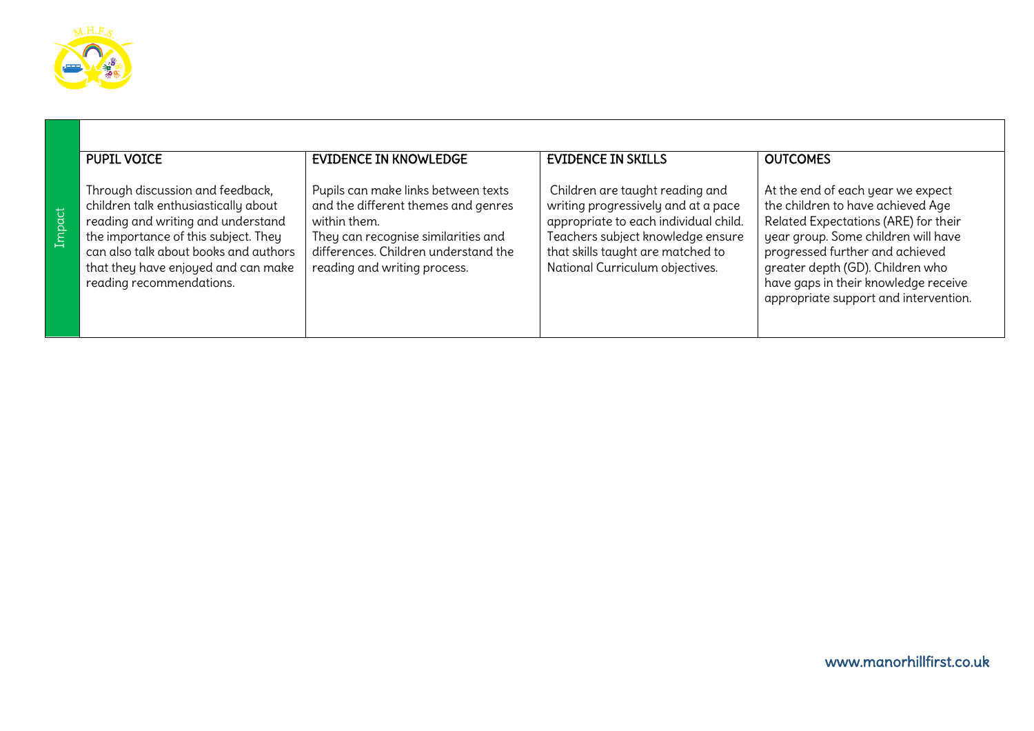| | PUPIL VOICE | EVIDENCE IN KNOWLEDGE | EVIDENCE IN SKILLS | OUTCOMES |
|---|---|---|---|---|
| Impact | Through discussion and feedback, children talk enthusiastically about reading and writing and understand the importance of this subject. They can also talk about books and authors that they have enjoyed and can make reading recommendations. | Pupils can make links between texts and the different themes and genres within them. They can recognise similarities and differences. Children understand the reading and writing process. | Children are taught reading and writing progressively and at a pace appropriate to each individual child. Teachers subject knowledge ensure that skills taught are matched to National Curriculum objectives. | At the end of each year we expect the children to have achieved Age Related Expectations (ARE) for their year group. Some children will have progressed further and achieved greater depth (GD). Children who have gaps in their knowledge receive appropriate support and intervention. |

www.manorhillfirst.co.uk